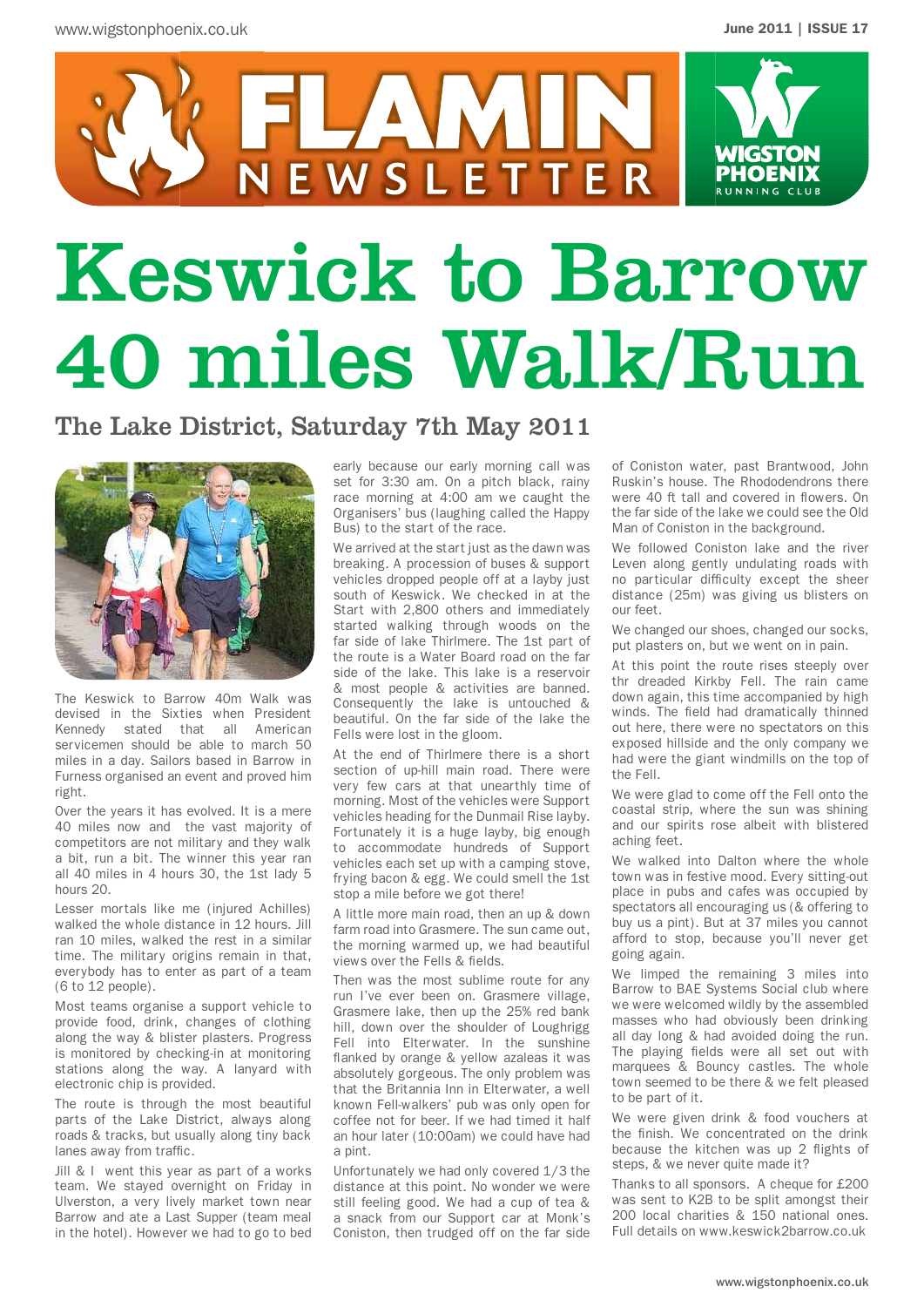# Keswick to Barrow 40 miles Walk/Run

## The Lake District, Saturday 7th May 2011

The Keswick to Barrow 40m Walk was devised in the Sixties when President Kennedy stated that all American servicemen should be able to march 50 miles in a day. Sailors based in Barrow in Furness organised an event and proved him right.

Over the years it has evolved. It is a mere 40 miles now and the vast majority of competitors are not military and they walk a bit, run a bit. The winner this year ran all 40 miles in 4 hours 30, the 1st lady 5 hours 20.

Lesser mortals like me (injured Achilles) walked the whole distance in 12 hours. Jill ran 10 miles, walked the rest in a similar time. The military origins remain in that, everybody has to enter as part of a team (6 to 12 people).

Most teams organise a support vehicle to provide food, drink, changes of clothing along the way & blister plasters. Progress is monitored by checking-in at monitoring stations along the way. A lanyard with electronic chip is provided.

The route is through the most beautiful parts of the Lake District, always along roads & tracks, but usually along tiny back lanes away from traffic.

Jill & I went this year as part of a works team. We stayed overnight on Friday in Ulverston, a very lively market town near Barrow and ate a Last Supper (team meal in the hotel). However we had to go to bed early because our early morning call was set for 3:30 am. On a pitch black, rainy race morning at 4:00 am we caught the Organisers' bus (laughing called the Happy Bus) to the start of the race.

We arrived at the start just as the dawn was breaking. A procession of buses & support vehicles dropped people off at a layby just south of Keswick. We checked in at the Start with 2,800 others and immediately started walking through woods on the far side of lake Thirlmere. The 1st part of the route is a Water Board road on the far side of the lake. This lake is a reservoir & most people & activities are banned. Consequently the lake is untouched & beautiful. On the far side of the lake the Fells were lost in the gloom.

At the end of Thirlmere there is a short section of up-hill main road. There were very few cars at that unearthly time of morning. Most of the vehicles were Support vehicles heading for the Dunmail Rise layby. Fortunately it is a huge layby, big enough to accommodate hundreds of Support vehicles each set up with a camping stove, frying bacon & egg. We could smell the 1st stop a mile before we got there!

A little more main road, then an up & down farm road into Grasmere. The sun came out, the morning warmed up, we had beautiful views over the Fells & fields.

Then was the most sublime route for any run I've ever been on. Grasmere village, Grasmere lake, then up the 25% red bank hill, down over the shoulder of Loughrigg Fell into Elterwater. In the sunshine flanked by orange & yellow azaleas it was absolutely gorgeous. The only problem was that the Britannia Inn in Elterwater, a well known Fell-walkers' pub was only open for coffee not for beer. If we had timed it half an hour later (10:00am) we could have had a pint.

Unfortunately we had only covered 1/3 the distance at this point. No wonder we were still feeling good. We had a cup of tea & a snack from our Support car at Monk's Coniston, then trudged off on the far side of Coniston water, past Brantwood, John Ruskin's house. The Rhododendrons there were 40 ft tall and covered in flowers. On the far side of the lake we could see the Old Man of Coniston in the background.

We followed Coniston lake and the river Leven along gently undulating roads with no particular difficulty except the sheer distance (25m) was giving us blisters on our feet.

We changed our shoes, changed our socks, put plasters on, but we went on in pain.

At this point the route rises steeply over thr dreaded Kirkby Fell. The rain came down again, this time accompanied by high winds. The field had dramatically thinned out here, there were no spectators on this exposed hillside and the only company we had were the giant windmills on the top of the Fell.

We were glad to come off the Fell onto the coastal strip, where the sun was shining and our spirits rose albeit with blistered aching feet.

We walked into Dalton where the whole town was in festive mood. Every sitting-out place in pubs and cafes was occupied by spectators all encouraging us (& offering to buy us a pint). But at 37 miles you cannot afford to stop, because you'll never get going again.

We limped the remaining 3 miles into Barrow to BAE Systems Social club where we were welcomed wildly by the assembled masses who had obviously been drinking all day long & had avoided doing the run. The playing fields were all set out with marquees & Bouncy castles. The whole town seemed to be there & we felt pleased to be part of it.

We were given drink & food vouchers at the finish. We concentrated on the drink because the kitchen was up 2 flights of steps, & we never quite made it?

Thanks to all sponsors. A cheque for £200 was sent to K2B to be split amongst their 200 local charities & 150 national ones. Full details on www.keswick2barrow.co.uk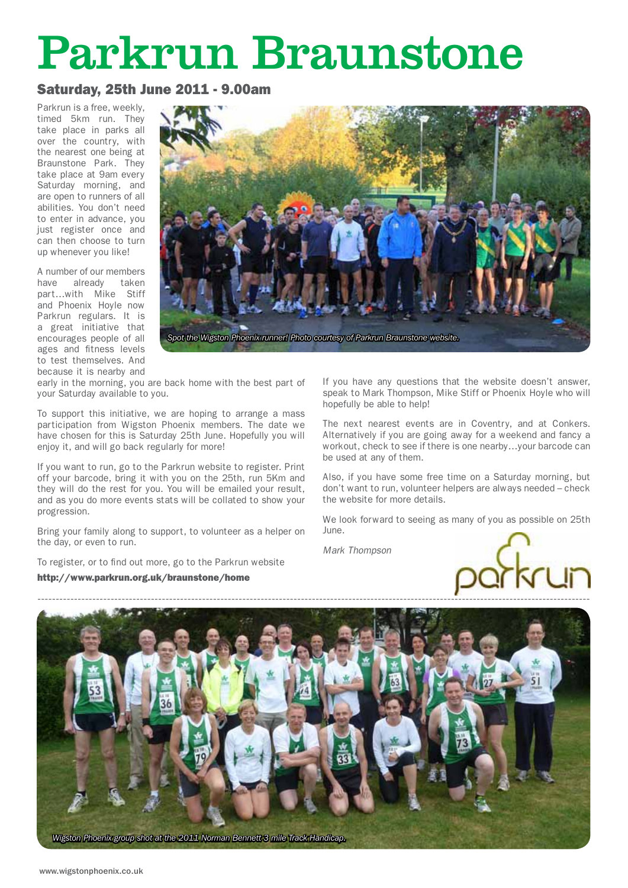# Parkrun Braunstone

## Saturday, 25th June 2011 - 9.00am

Parkrun is a free, weekly, timed 5km run. They take place in parks all over the country, with the nearest one being at Braunstone Park. They take place at 9am every Saturday morning, and are open to runners of all abilities. You don't need to enter in advance, you just register once and can then choose to turn up whenever you like!

A number of our members have already taken part…with Mike Stiff and Phoenix Hoyle now Parkrun regulars. It is a great initiative that encourages people of all ages and fitness levels to test themselves. And because it is nearby and early in the morning, you are back home with the best part of your Saturday available to you.

*Spot the Wigston Phoenix runner! Photo courtesy of Parkrun Braunstone website.*

To support this initiative, we are hoping to arrange a mass participation from Wigston Phoenix members. The date we have chosen for this is Saturday 25th June. Hopefully you will enjoy it, and will go back regularly for more!

If you want to run, go to the Parkrun website to register. Print off your barcode, bring it with you on the 25th, run 5Km and they will do the rest for you. You will be emailed your result, and as you do more events stats will be collated to show your progression.

Bring your family along to support, to volunteer as a helper on the day, or even to run.

To register, or to find out more, go to the Parkrun website

**http://www.parkrun.org.uk/braunstone/home**

If you have any questions that the website doesn't answer, speak to Mark Thompson, Mike Stiff or Phoenix Hoyle who will hopefully be able to help!

The next nearest events are in Coventry, and at Conkers. Alternatively if you are going away for a weekend and fancy a workout, check to see if there is one nearby…your barcode can be used at any of them.

Also, if you have some free time on a Saturday morning, but don't want to run, volunteer helpers are always needed – check the website for more details.

We look forward to seeing as many of you as possible on 25th June.

*Mark Thompson*

---

*Wigston Phoenix group shot at the 2011 Norman Bennett 3 mile Track Handicap.*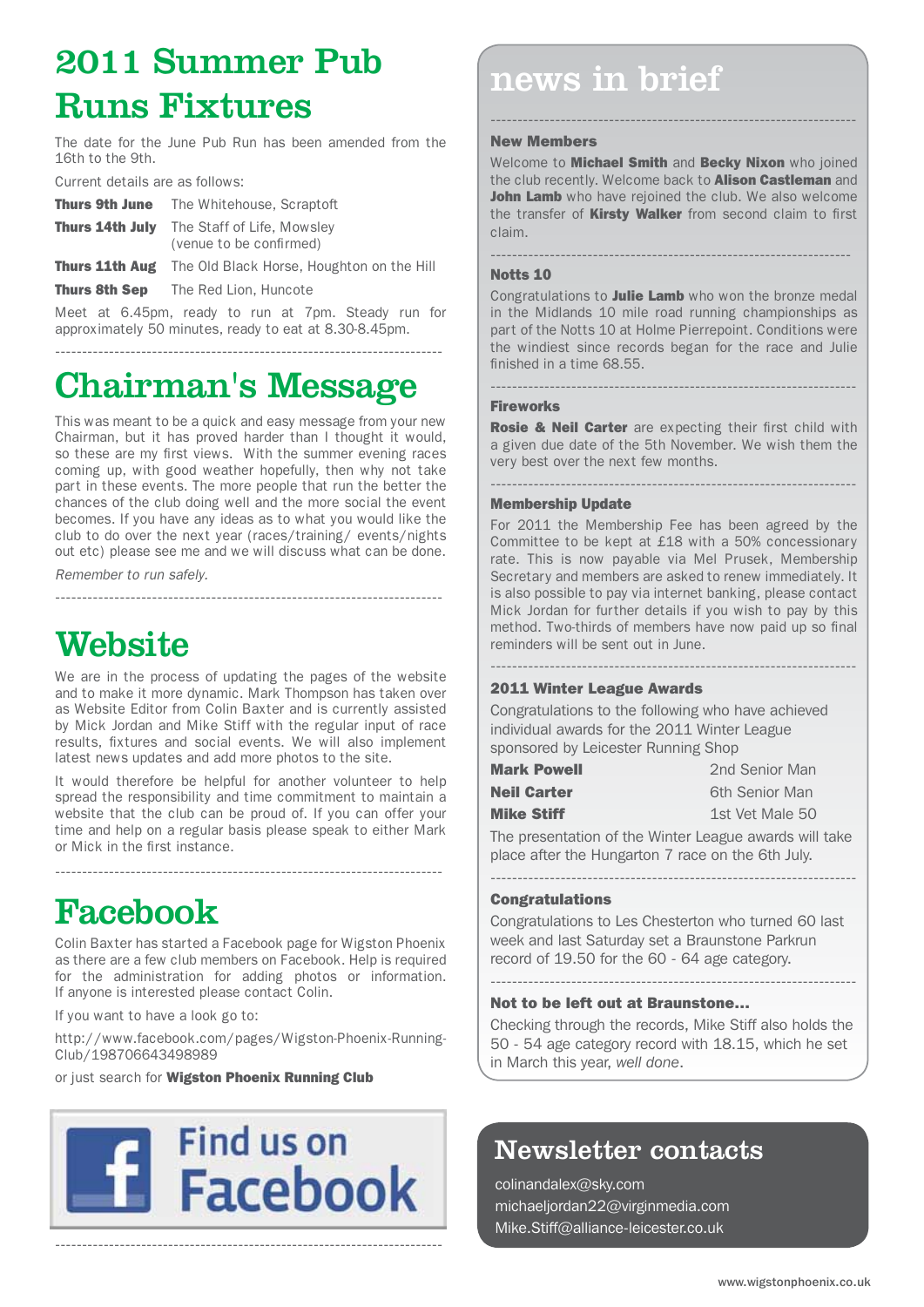# 2011 Summer Pub Runs Fixtures

The date for the June Pub Run has been amended from the 16th to the 9th.

Current details are as follows:

| | |
|---|---|
| **Thurs 9th June** | The Whitehouse, Scraptoft |
| **Thurs 14th July** | The Staff of Life, Mowsley (venue to be confirmed) |
| **Thurs 11th Aug** | The Old Black Horse, Houghton on the Hill |
| **Thurs 8th Sep** | The Red Lion, Huncote |

Meet at 6.45pm, ready to run at 7pm. Steady run for approximately 50 minutes, ready to eat at 8.30-8.45pm.

# Chairman's Message

This was meant to be a quick and easy message from your new Chairman, but it has proved harder than I thought it would, so these are my first views. With the summer evening races coming up, with good weather hopefully, then why not take part in these events. The more people that run the better the chances of the club doing well and the more social the event becomes. If you have any ideas as to what you would like the club to do over the next year (races/training/ events/nights out etc) please see me and we will discuss what can be done.

*Remember to run safely.*

# Website

We are in the process of updating the pages of the website and to make it more dynamic. Mark Thompson has taken over as Website Editor from Colin Baxter and is currently assisted by Mick Jordan and Mike Stiff with the regular input of race results, fixtures and social events. We will also implement latest news updates and add more photos to the site.

It would therefore be helpful for another volunteer to help spread the responsibility and time commitment to maintain a website that the club can be proud of. If you can offer your time and help on a regular basis please speak to either Mark or Mick in the first instance.

# Facebook

Colin Baxter has started a Facebook page for Wigston Phoenix as there are a few club members on Facebook. Help is required for the administration for adding photos or information. If anyone is interested please contact Colin.

If you want to have a look go to:

http://www.facebook.com/pages/Wigston-Phoenix-Running-Club/198706643498989

or just search for **Wigston Phoenix Running Club**

Find us on Facebook

# news in brief

### New Members

Welcome to **Michael Smith** and **Becky Nixon** who joined the club recently. Welcome back to **Alison Castleman** and **John Lamb** who have rejoined the club. We also welcome the transfer of **Kirsty Walker** from second claim to first claim.

### Notts 10

Congratulations to **Julie Lamb** who won the bronze medal in the Midlands 10 mile road running championships as part of the Notts 10 at Holme Pierrepoint. Conditions were the windiest since records began for the race and Julie finished in a time 68.55.

### Fireworks

**Rosie & Neil Carter** are expecting their first child with a given due date of the 5th November. We wish them the very best over the next few months.

### Membership Update

For 2011 the Membership Fee has been agreed by the Committee to be kept at £18 with a 50% concessionary rate. This is now payable via Mel Prusek, Membership Secretary and members are asked to renew immediately. It is also possible to pay via internet banking, please contact Mick Jordan for further details if you wish to pay by this method. Two-thirds of members have now paid up so final reminders will be sent out in June.

### 2011 Winter League Awards

Congratulations to the following who have achieved individual awards for the 2011 Winter League sponsored by Leicester Running Shop

| | |
|---|---|
| **Mark Powell** | 2nd Senior Man |
| **Neil Carter** | 6th Senior Man |
| **Mike Stiff** | 1st Vet Male 50 |

The presentation of the Winter League awards will take place after the Hungarton 7 race on the 6th July.

### Congratulations

Congratulations to Les Chesterton who turned 60 last week and last Saturday set a Braunstone Parkrun record of 19.50 for the 60 - 64 age category.

### Not to be left out at Braunstone...

Checking through the records, Mike Stiff also holds the 50 - 54 age category record with 18.15, which he set in March this year, *well done*.

## Newsletter contacts

colinandalex@sky.com
michaeljordan22@virginmedia.com
Mike.Stiff@alliance-leicester.co.uk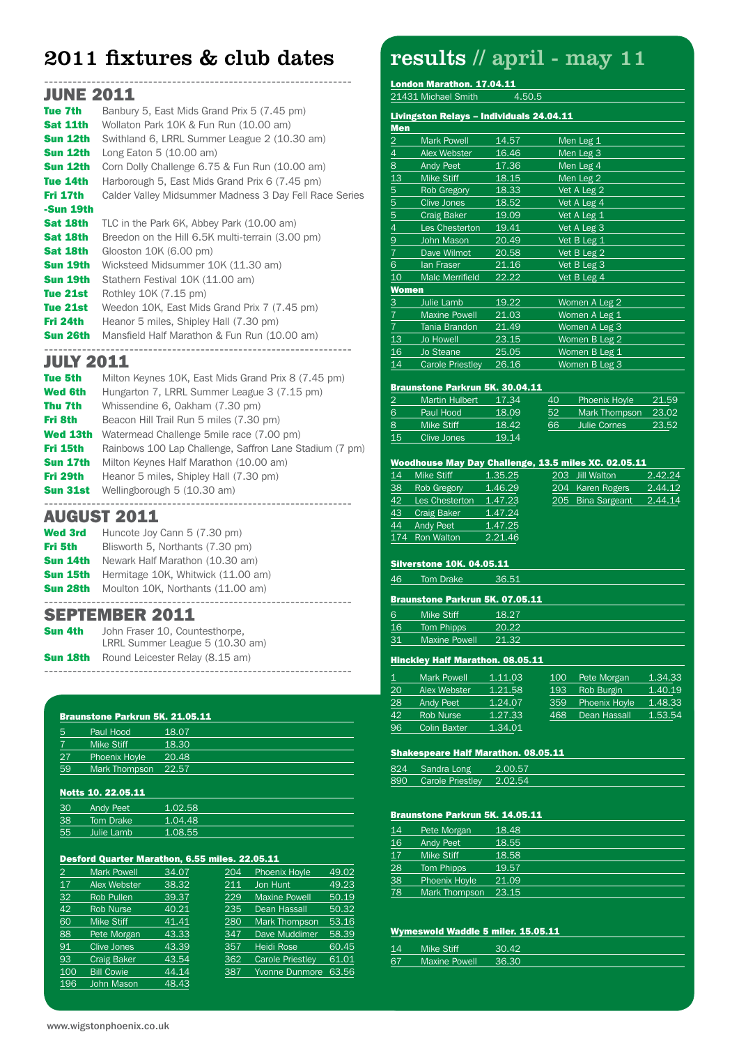# 2011 fixtures & club dates

## JUNE 2011

| | |
|---|---|
| **Tue 7th** | Banbury 5, East Mids Grand Prix 5 (7.45 pm) |
| **Sat 11th** | Wollaton Park 10K & Fun Run (10.00 am) |
| **Sun 12th** | Swithland 6, LRRL Summer League 2 (10.30 am) |
| **Sun 12th** | Long Eaton 5 (10.00 am) |
| **Sun 12th** | Corn Dolly Challenge 6.75 & Fun Run (10.00 am) |
| **Tue 14th** | Harborough 5, East Mids Grand Prix 6 (7.45 pm) |
| **Fri 17th -Sun 19th** | Calder Valley Midsummer Madness 3 Day Fell Race Series |
| **Sat 18th** | TLC in the Park 6K, Abbey Park (10.00 am) |
| **Sat 18th** | Breedon on the Hill 6.5K multi-terrain (3.00 pm) |
| **Sat 18th** | Glooston 10K (6.00 pm) |
| **Sun 19th** | Wicksteed Midsummer 10K (11.30 am) |
| **Sun 19th** | Stathern Festival 10K (11.00 am) |
| **Tue 21st** | Rothley 10K (7.15 pm) |
| **Tue 21st** | Weedon 10K, East Mids Grand Prix 7 (7.45 pm) |
| **Fri 24th** | Heanor 5 miles, Shipley Hall (7.30 pm) |
| **Sun 26th** | Mansfield Half Marathon & Fun Run (10.00 am) |

## JULY 2011

| | |
|---|---|
| **Tue 5th** | Milton Keynes 10K, East Mids Grand Prix 8 (7.45 pm) |
| **Wed 6th** | Hungarton 7, LRRL Summer League 3 (7.15 pm) |
| **Thu 7th** | Whissendine 6, Oakham (7.30 pm) |
| **Fri 8th** | Beacon Hill Trail Run 5 miles (7.30 pm) |
| **Wed 13th** | Watermead Challenge 5mile race (7.00 pm) |
| **Fri 15th** | Rainbows 100 Lap Challenge, Saffron Lane Stadium (7 pm) |
| **Sun 17th** | Milton Keynes Half Marathon (10.00 am) |
| **Fri 29th** | Heanor 5 miles, Shipley Hall (7.30 pm) |
| **Sun 31st** | Wellingborough 5 (10.30 am) |

## AUGUST 2011

| | |
|---|---|
| **Wed 3rd** | Huncote Joy Cann 5 (7.30 pm) |
| **Fri 5th** | Blisworth 5, Northants (7.30 pm) |
| **Sun 14th** | Newark Half Marathon (10.30 am) |
| **Sun 15th** | Hermitage 10K, Whitwick (11.00 am) |
| **Sun 28th** | Moulton 10K, Northants (11.00 am) |

## SEPTEMBER 2011

| | |
|---|---|
| **Sun 4th** | John Fraser 10, Countesthorpe, LRRL Summer League 5 (10.30 am) |
| **Sun 18th** | Round Leicester Relay (8.15 am) |

### Braunstone Parkrun 5K. 21.05.11

| | | |
|---|---|---|
| 5 | Paul Hood | 18.07 |
| 7 | Mike Stiff | 18.30 |
| 27 | Phoenix Hoyle | 20.48 |
| 59 | Mark Thompson | 22.57 |

### Notts 10. 22.05.11

| | | |
|---|---|---|
| 30 | Andy Peet | 1.02.58 |
| 38 | Tom Drake | 1.04.48 |
| 55 | Julie Lamb | 1.08.55 |

### Desford Quarter Marathon, 6.55 miles. 22.05.11

| | | |
|---|---|---|
| 2 | Mark Powell | 34.07 |
| 17 | Alex Webster | 38.32 |
| 32 | Rob Pullen | 39.37 |
| 42 | Rob Nurse | 40.21 |
| 60 | Mike Stiff | 41.41 |
| 88 | Pete Morgan | 43.33 |
| 91 | Clive Jones | 43.39 |
| 93 | Craig Baker | 43.54 |
| 100 | Bill Cowie | 44.14 |
| 196 | John Mason | 48.43 |
| 204 | Phoenix Hoyle | 49.02 |
| 211 | Jon Hunt | 49.23 |
| 229 | Maxine Powell | 50.19 |
| 235 | Dean Hassall | 50.32 |
| 280 | Mark Thompson | 53.16 |
| 347 | Dave Muddimer | 58.39 |
| 357 | Heidi Rose | 60.45 |
| 362 | Carole Priestley | 61.01 |
| 387 | Yvonne Dunmore | 63.56 |

# results // april - may 11

### London Marathon. 17.04.11

| | |
|---|---|
| 21431 Michael Smith | 4.50.5 |

### Livingston Relays – Individuals 24.04.11

**Men**

| | | | |
|---|---|---|---|
| 2 | Mark Powell | 14.57 | Men Leg 1 |
| 4 | Alex Webster | 16.46 | Men Leg 3 |
| 8 | Andy Peet | 17.36 | Men Leg 4 |
| 13 | Mike Stiff | 18.15 | Men Leg 2 |
| 5 | Rob Gregory | 18.33 | Vet A Leg 2 |
| 5 | Clive Jones | 18.52 | Vet A Leg 4 |
| 5 | Craig Baker | 19.09 | Vet A Leg 1 |
| 4 | Les Chesterton | 19.41 | Vet A Leg 3 |
| 9 | John Mason | 20.49 | Vet B Leg 1 |
| 7 | Dave Wilmot | 20.58 | Vet B Leg 2 |
| 6 | Ian Fraser | 21.16 | Vet B Leg 3 |
| 10 | Malc Merrifield | 22.22 | Vet B Leg 4 |

**Women**

| | | | |
|---|---|---|---|
| 3 | Julie Lamb | 19.22 | Women A Leg 2 |
| 7 | Maxine Powell | 21.03 | Women A Leg 1 |
| 7 | Tania Brandon | 21.49 | Women A Leg 3 |
| 13 | Jo Howell | 23.15 | Women B Leg 2 |
| 16 | Jo Steane | 25.05 | Women B Leg 1 |
| 14 | Carole Priestley | 26.16 | Women B Leg 3 |

### Braunstone Parkrun 5K. 30.04.11

| | | |
|---|---|---|
| 2 | Martin Hulbert | 17.34 |
| 6 | Paul Hood | 18.09 |
| 8 | Mike Stiff | 18.42 |
| 15 | Clive Jones | 19.14 |
| 40 | Phoenix Hoyle | 21.59 |
| 52 | Mark Thompson | 23.02 |
| 66 | Julie Cornes | 23.52 |

### Woodhouse May Day Challenge, 13.5 miles XC. 02.05.11

| | | |
|---|---|---|
| 14 | Mike Stiff | 1.35.25 |
| 38 | Rob Gregory | 1.46.29 |
| 42 | Les Chesterton | 1.47.23 |
| 43 | Craig Baker | 1.47.24 |
| 44 | Andy Peet | 1.47.25 |
| 174 | Ron Walton | 2.21.46 |
| 203 | Jill Walton | 2.42.24 |
| 204 | Karen Rogers | 2.44.12 |
| 205 | Bina Sargeant | 2.44.14 |

### Silverstone 10K. 04.05.11

| | | |
|---|---|---|
| 46 | Tom Drake | 36.51 |

### Braunstone Parkrun 5K. 07.05.11

| | | |
|---|---|---|
| 6 | Mike Stiff | 18.27 |
| 16 | Tom Phipps | 20.22 |
| 31 | Maxine Powell | 21.32 |

### Hinckley Half Marathon. 08.05.11

| | | |
|---|---|---|
| 1 | Mark Powell | 1.11.03 |
| 20 | Alex Webster | 1.21.58 |
| 28 | Andy Peet | 1.24.07 |
| 42 | Rob Nurse | 1.27.33 |
| 96 | Colin Baxter | 1.34.01 |
| 100 | Pete Morgan | 1.34.33 |
| 193 | Rob Burgin | 1.40.19 |
| 359 | Phoenix Hoyle | 1.48.33 |
| 468 | Dean Hassall | 1.53.54 |

### Shakespeare Half Marathon. 08.05.11

| | | |
|---|---|---|
| 824 | Sandra Long | 2.00.57 |
| 890 | Carole Priestley | 2.02.54 |

### Braunstone Parkrun 5K. 14.05.11

| | | |
|---|---|---|
| 14 | Pete Morgan | 18.48 |
| 16 | Andy Peet | 18.55 |
| 17 | Mike Stiff | 18.58 |
| 28 | Tom Phipps | 19.57 |
| 38 | Phoenix Hoyle | 21.09 |
| 78 | Mark Thompson | 23.15 |

### Wymeswold Waddle 5 miler. 15.05.11

| | | |
|---|---|---|
| 14 | Mike Stiff | 30.42 |
| 67 | Maxine Powell | 36.30 |

www.wigstonphoenix.co.uk